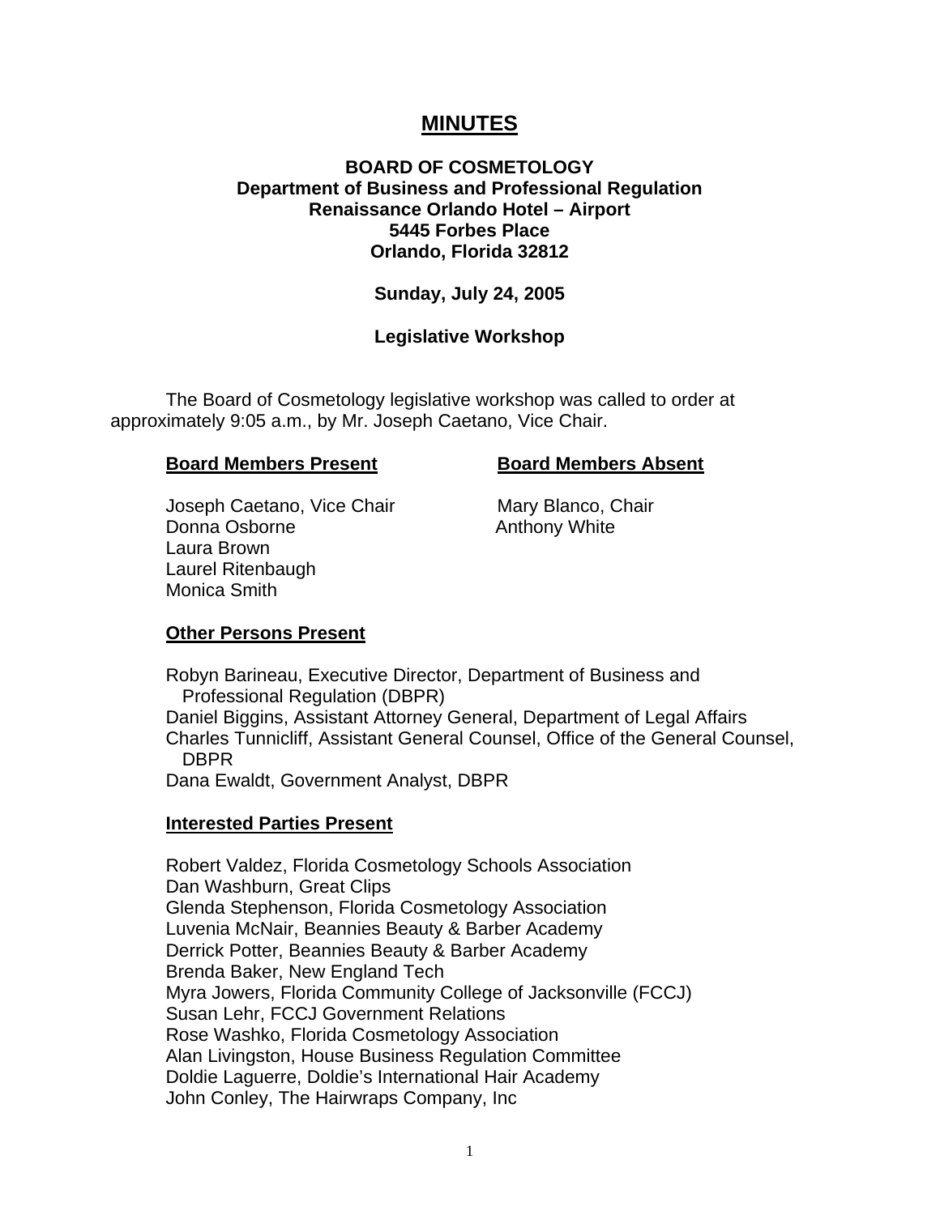# MINUTES

**BOARD OF COSMETOLOGY**
**Department of Business and Professional Regulation**
**Renaissance Orlando Hotel – Airport**
**5445 Forbes Place**
**Orlando, Florida 32812**

**Sunday, July 24, 2005**

**Legislative Workshop**

The Board of Cosmetology legislative workshop was called to order at approximately 9:05 a.m., by Mr. Joseph Caetano, Vice Chair.

**Board Members Present**

Joseph Caetano, Vice Chair
Donna Osborne
Laura Brown
Laurel Ritenbaugh
Monica Smith

**Board Members Absent**

Mary Blanco, Chair
Anthony White

**Other Persons Present**

Robyn Barineau, Executive Director, Department of Business and Professional Regulation (DBPR)
Daniel Biggins, Assistant Attorney General, Department of Legal Affairs
Charles Tunnicliff, Assistant General Counsel, Office of the General Counsel, DBPR
Dana Ewaldt, Government Analyst, DBPR

**Interested Parties Present**

Robert Valdez, Florida Cosmetology Schools Association
Dan Washburn, Great Clips
Glenda Stephenson, Florida Cosmetology Association
Luvenia McNair, Beannies Beauty & Barber Academy
Derrick Potter, Beannies Beauty & Barber Academy
Brenda Baker, New England Tech
Myra Jowers, Florida Community College of Jacksonville (FCCJ)
Susan Lehr, FCCJ Government Relations
Rose Washko, Florida Cosmetology Association
Alan Livingston, House Business Regulation Committee
Doldie Laguerre, Doldie's International Hair Academy
John Conley, The Hairwraps Company, Inc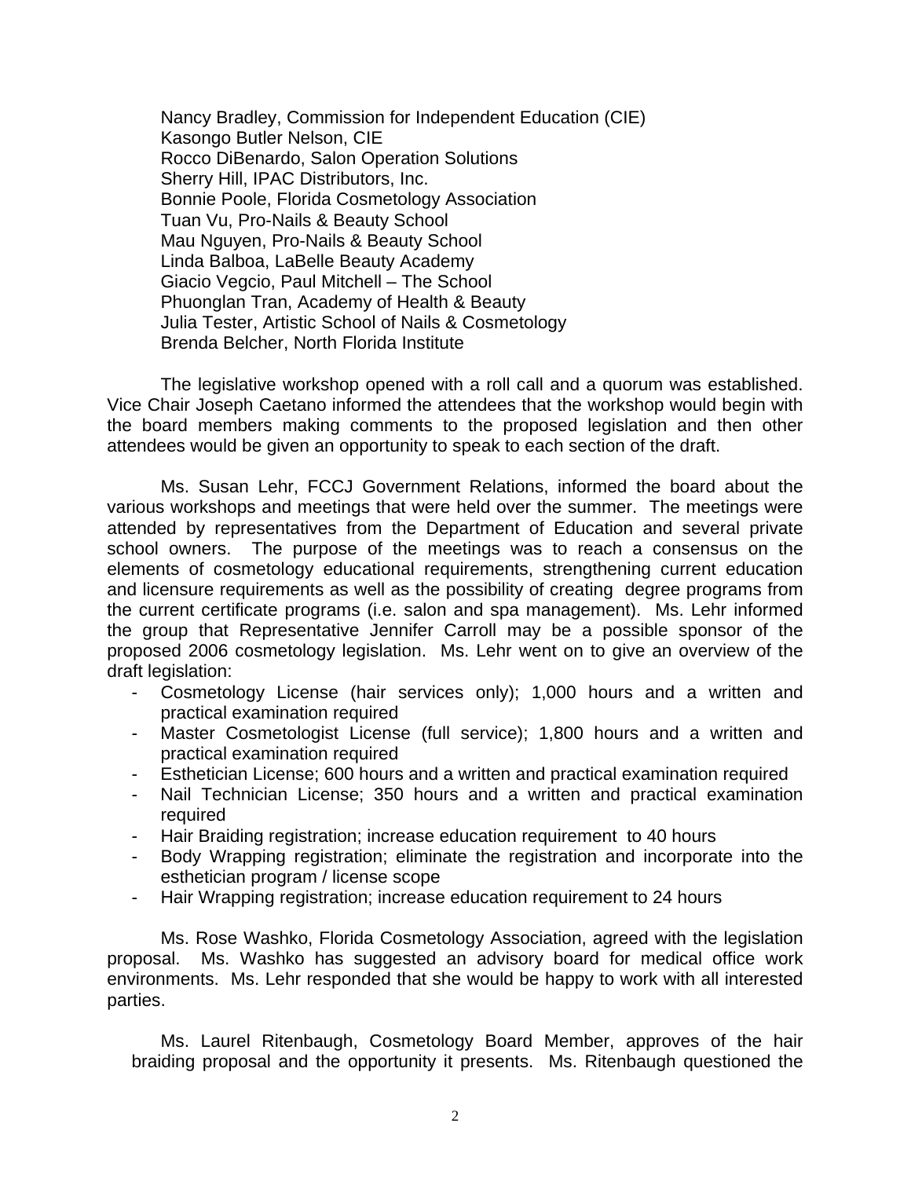Nancy Bradley, Commission for Independent Education (CIE)
Kasongo Butler Nelson, CIE
Rocco DiBenardo, Salon Operation Solutions
Sherry Hill, IPAC Distributors, Inc.
Bonnie Poole, Florida Cosmetology Association
Tuan Vu, Pro-Nails & Beauty School
Mau Nguyen, Pro-Nails & Beauty School
Linda Balboa, LaBelle Beauty Academy
Giacio Vegcio, Paul Mitchell – The School
Phuonglan Tran, Academy of Health & Beauty
Julia Tester, Artistic School of Nails & Cosmetology
Brenda Belcher, North Florida Institute

The legislative workshop opened with a roll call and a quorum was established. Vice Chair Joseph Caetano informed the attendees that the workshop would begin with the board members making comments to the proposed legislation and then other attendees would be given an opportunity to speak to each section of the draft.

Ms. Susan Lehr, FCCJ Government Relations, informed the board about the various workshops and meetings that were held over the summer. The meetings were attended by representatives from the Department of Education and several private school owners. The purpose of the meetings was to reach a consensus on the elements of cosmetology educational requirements, strengthening current education and licensure requirements as well as the possibility of creating degree programs from the current certificate programs (i.e. salon and spa management). Ms. Lehr informed the group that Representative Jennifer Carroll may be a possible sponsor of the proposed 2006 cosmetology legislation. Ms. Lehr went on to give an overview of the draft legislation:

- Cosmetology License (hair services only); 1,000 hours and a written and practical examination required
- Master Cosmetologist License (full service); 1,800 hours and a written and practical examination required
- Esthetician License; 600 hours and a written and practical examination required
- Nail Technician License; 350 hours and a written and practical examination required
- Hair Braiding registration; increase education requirement to 40 hours
- Body Wrapping registration; eliminate the registration and incorporate into the esthetician program / license scope
- Hair Wrapping registration; increase education requirement to 24 hours

Ms. Rose Washko, Florida Cosmetology Association, agreed with the legislation proposal. Ms. Washko has suggested an advisory board for medical office work environments. Ms. Lehr responded that she would be happy to work with all interested parties.

Ms. Laurel Ritenbaugh, Cosmetology Board Member, approves of the hair braiding proposal and the opportunity it presents. Ms. Ritenbaugh questioned the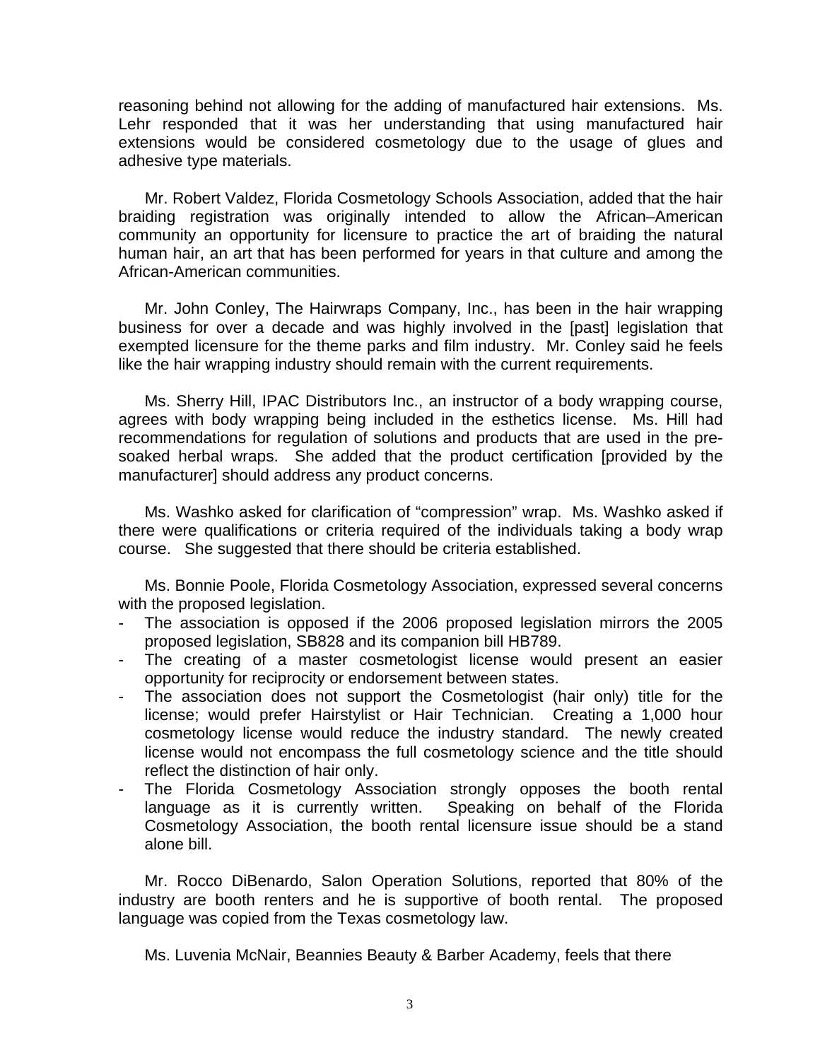reasoning behind not allowing for the adding of manufactured hair extensions. Ms. Lehr responded that it was her understanding that using manufactured hair extensions would be considered cosmetology due to the usage of glues and adhesive type materials.

Mr. Robert Valdez, Florida Cosmetology Schools Association, added that the hair braiding registration was originally intended to allow the African–American community an opportunity for licensure to practice the art of braiding the natural human hair, an art that has been performed for years in that culture and among the African-American communities.

Mr. John Conley, The Hairwraps Company, Inc., has been in the hair wrapping business for over a decade and was highly involved in the [past] legislation that exempted licensure for the theme parks and film industry. Mr. Conley said he feels like the hair wrapping industry should remain with the current requirements.

Ms. Sherry Hill, IPAC Distributors Inc., an instructor of a body wrapping course, agrees with body wrapping being included in the esthetics license. Ms. Hill had recommendations for regulation of solutions and products that are used in the pre-soaked herbal wraps. She added that the product certification [provided by the manufacturer] should address any product concerns.

Ms. Washko asked for clarification of "compression" wrap. Ms. Washko asked if there were qualifications or criteria required of the individuals taking a body wrap course. She suggested that there should be criteria established.

Ms. Bonnie Poole, Florida Cosmetology Association, expressed several concerns with the proposed legislation.

- The association is opposed if the 2006 proposed legislation mirrors the 2005 proposed legislation, SB828 and its companion bill HB789.
- The creating of a master cosmetologist license would present an easier opportunity for reciprocity or endorsement between states.
- The association does not support the Cosmetologist (hair only) title for the license; would prefer Hairstylist or Hair Technician. Creating a 1,000 hour cosmetology license would reduce the industry standard. The newly created license would not encompass the full cosmetology science and the title should reflect the distinction of hair only.
- The Florida Cosmetology Association strongly opposes the booth rental language as it is currently written. Speaking on behalf of the Florida Cosmetology Association, the booth rental licensure issue should be a stand alone bill.

Mr. Rocco DiBenardo, Salon Operation Solutions, reported that 80% of the industry are booth renters and he is supportive of booth rental. The proposed language was copied from the Texas cosmetology law.

Ms. Luvenia McNair, Beannies Beauty & Barber Academy, feels that there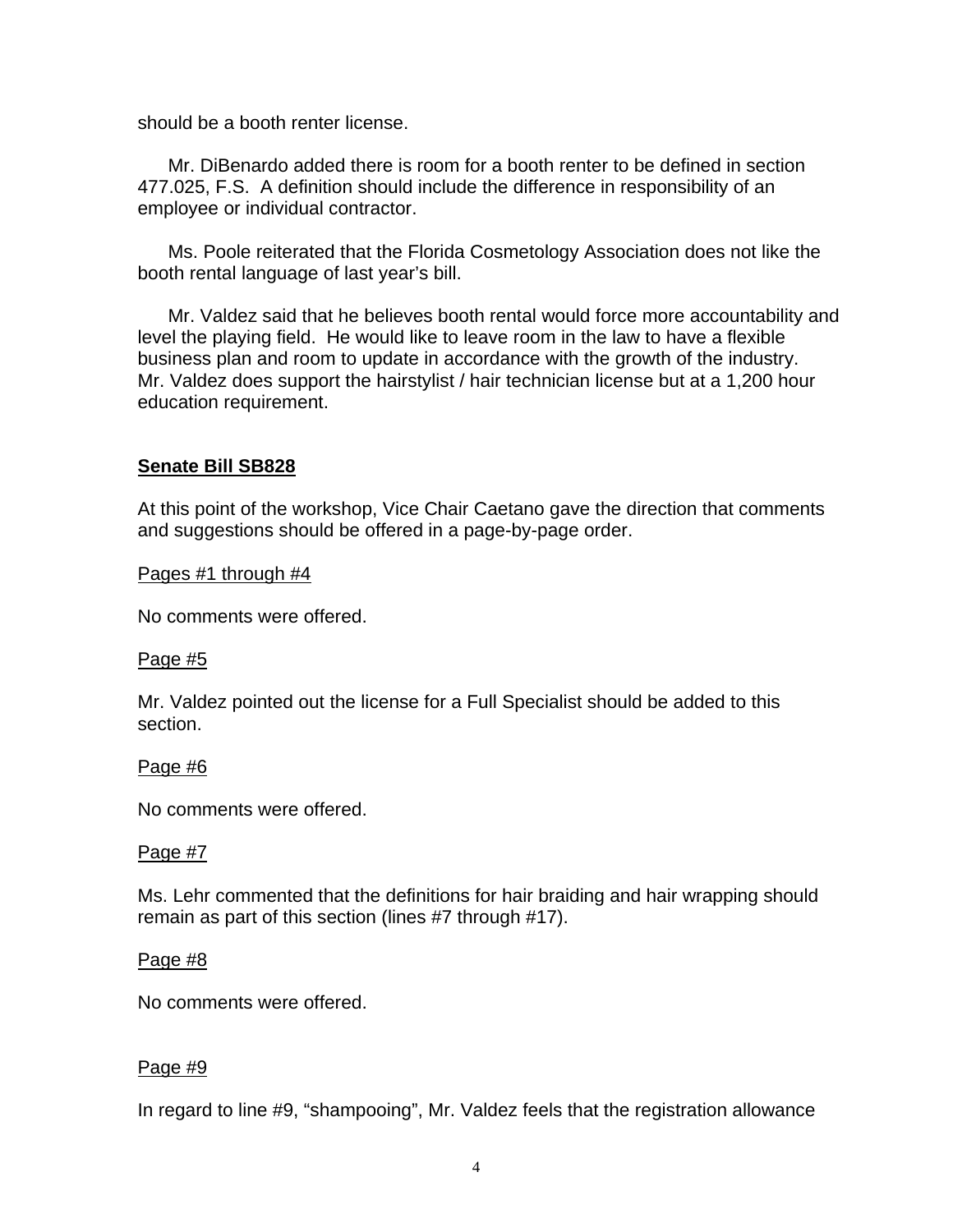should be a booth renter license.

Mr. DiBenardo added there is room for a booth renter to be defined in section 477.025, F.S. A definition should include the difference in responsibility of an employee or individual contractor.

Ms. Poole reiterated that the Florida Cosmetology Association does not like the booth rental language of last year's bill.

Mr. Valdez said that he believes booth rental would force more accountability and level the playing field. He would like to leave room in the law to have a flexible business plan and room to update in accordance with the growth of the industry. Mr. Valdez does support the hairstylist / hair technician license but at a 1,200 hour education requirement.

## Senate Bill SB828

At this point of the workshop, Vice Chair Caetano gave the direction that comments and suggestions should be offered in a page-by-page order.

Pages #1 through #4

No comments were offered.

Page #5

Mr. Valdez pointed out the license for a Full Specialist should be added to this section.

Page #6

No comments were offered.

Page #7

Ms. Lehr commented that the definitions for hair braiding and hair wrapping should remain as part of this section (lines #7 through #17).

Page #8

No comments were offered.

Page #9

In regard to line #9, "shampooing", Mr. Valdez feels that the registration allowance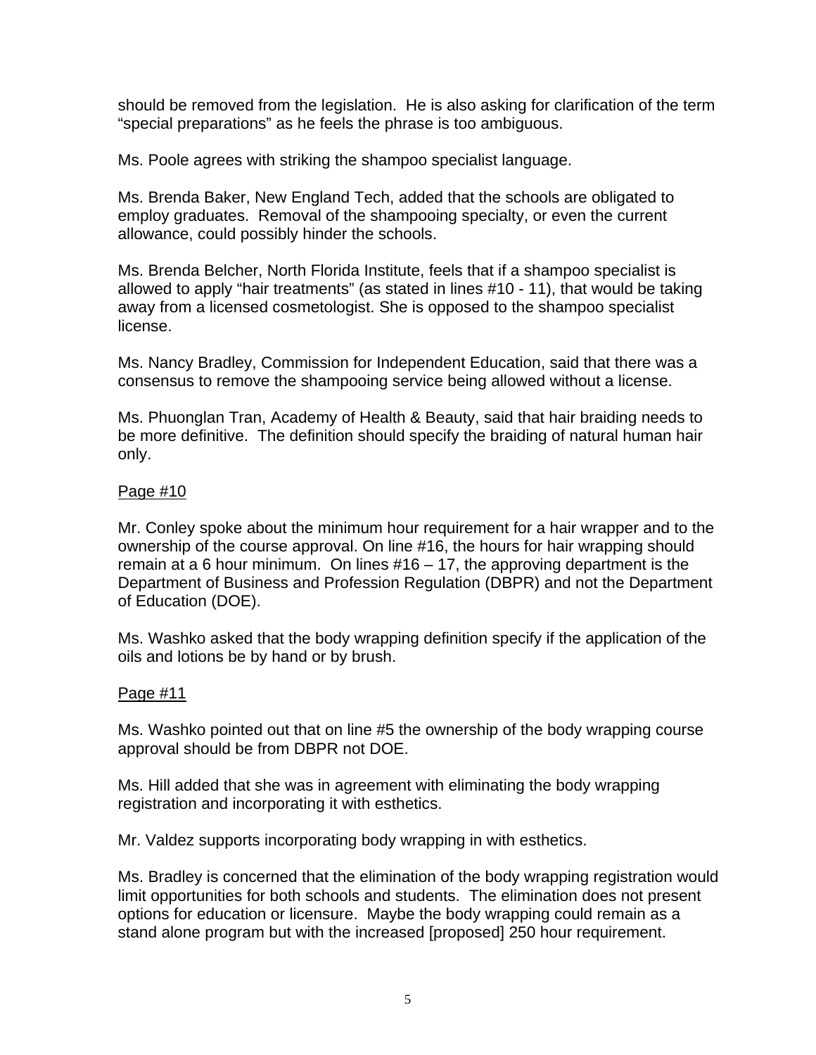should be removed from the legislation. He is also asking for clarification of the term "special preparations" as he feels the phrase is too ambiguous.

Ms. Poole agrees with striking the shampoo specialist language.

Ms. Brenda Baker, New England Tech, added that the schools are obligated to employ graduates. Removal of the shampooing specialty, or even the current allowance, could possibly hinder the schools.

Ms. Brenda Belcher, North Florida Institute, feels that if a shampoo specialist is allowed to apply "hair treatments" (as stated in lines #10 - 11), that would be taking away from a licensed cosmetologist. She is opposed to the shampoo specialist license.

Ms. Nancy Bradley, Commission for Independent Education, said that there was a consensus to remove the shampooing service being allowed without a license.

Ms. Phuonglan Tran, Academy of Health & Beauty, said that hair braiding needs to be more definitive. The definition should specify the braiding of natural human hair only.

Page #10

Mr. Conley spoke about the minimum hour requirement for a hair wrapper and to the ownership of the course approval. On line #16, the hours for hair wrapping should remain at a 6 hour minimum. On lines #16 – 17, the approving department is the Department of Business and Profession Regulation (DBPR) and not the Department of Education (DOE).

Ms. Washko asked that the body wrapping definition specify if the application of the oils and lotions be by hand or by brush.

Page #11

Ms. Washko pointed out that on line #5 the ownership of the body wrapping course approval should be from DBPR not DOE.

Ms. Hill added that she was in agreement with eliminating the body wrapping registration and incorporating it with esthetics.

Mr. Valdez supports incorporating body wrapping in with esthetics.

Ms. Bradley is concerned that the elimination of the body wrapping registration would limit opportunities for both schools and students. The elimination does not present options for education or licensure. Maybe the body wrapping could remain as a stand alone program but with the increased [proposed] 250 hour requirement.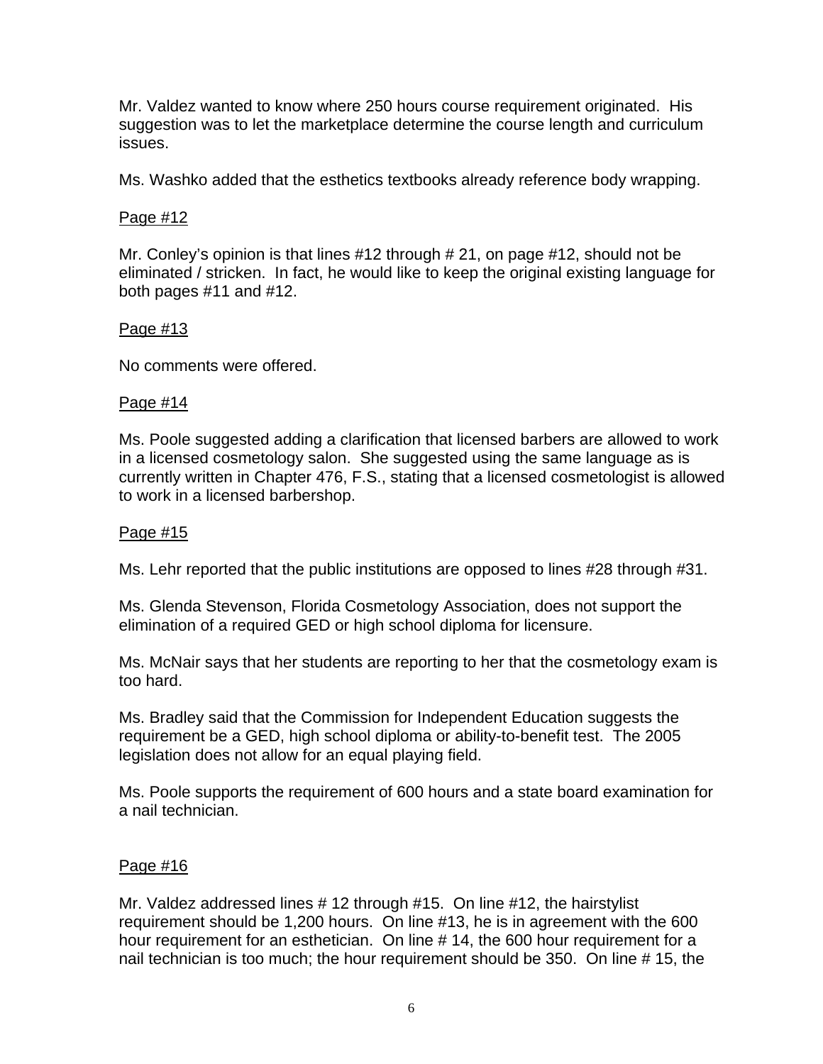Mr. Valdez wanted to know where 250 hours course requirement originated. His suggestion was to let the marketplace determine the course length and curriculum issues.

Ms. Washko added that the esthetics textbooks already reference body wrapping.

<u>Page #12</u>

Mr. Conley's opinion is that lines #12 through # 21, on page #12, should not be eliminated / stricken. In fact, he would like to keep the original existing language for both pages #11 and #12.

<u>Page #13</u>

No comments were offered.

<u>Page #14</u>

Ms. Poole suggested adding a clarification that licensed barbers are allowed to work in a licensed cosmetology salon. She suggested using the same language as is currently written in Chapter 476, F.S., stating that a licensed cosmetologist is allowed to work in a licensed barbershop.

<u>Page #15</u>

Ms. Lehr reported that the public institutions are opposed to lines #28 through #31.

Ms. Glenda Stevenson, Florida Cosmetology Association, does not support the elimination of a required GED or high school diploma for licensure.

Ms. McNair says that her students are reporting to her that the cosmetology exam is too hard.

Ms. Bradley said that the Commission for Independent Education suggests the requirement be a GED, high school diploma or ability-to-benefit test. The 2005 legislation does not allow for an equal playing field.

Ms. Poole supports the requirement of 600 hours and a state board examination for a nail technician.

<u>Page #16</u>

Mr. Valdez addressed lines # 12 through #15. On line #12, the hairstylist requirement should be 1,200 hours. On line #13, he is in agreement with the 600 hour requirement for an esthetician. On line # 14, the 600 hour requirement for a nail technician is too much; the hour requirement should be 350. On line # 15, the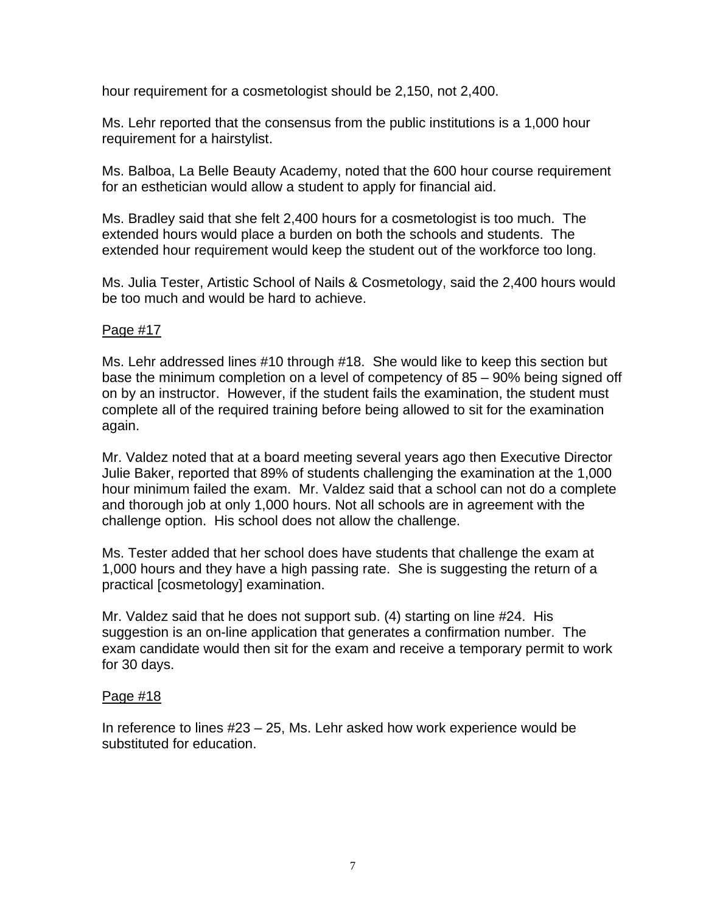hour requirement for a cosmetologist should be 2,150, not 2,400.

Ms. Lehr reported that the consensus from the public institutions is a 1,000 hour requirement for a hairstylist.

Ms. Balboa, La Belle Beauty Academy, noted that the 600 hour course requirement for an esthetician would allow a student to apply for financial aid.

Ms. Bradley said that she felt 2,400 hours for a cosmetologist is too much. The extended hours would place a burden on both the schools and students. The extended hour requirement would keep the student out of the workforce too long.

Ms. Julia Tester, Artistic School of Nails & Cosmetology, said the 2,400 hours would be too much and would be hard to achieve.

<u>Page #17</u>

Ms. Lehr addressed lines #10 through #18. She would like to keep this section but base the minimum completion on a level of competency of 85 – 90% being signed off on by an instructor. However, if the student fails the examination, the student must complete all of the required training before being allowed to sit for the examination again.

Mr. Valdez noted that at a board meeting several years ago then Executive Director Julie Baker, reported that 89% of students challenging the examination at the 1,000 hour minimum failed the exam. Mr. Valdez said that a school can not do a complete and thorough job at only 1,000 hours. Not all schools are in agreement with the challenge option. His school does not allow the challenge.

Ms. Tester added that her school does have students that challenge the exam at 1,000 hours and they have a high passing rate. She is suggesting the return of a practical [cosmetology] examination.

Mr. Valdez said that he does not support sub. (4) starting on line #24. His suggestion is an on-line application that generates a confirmation number. The exam candidate would then sit for the exam and receive a temporary permit to work for 30 days.

<u>Page #18</u>

In reference to lines #23 – 25, Ms. Lehr asked how work experience would be substituted for education.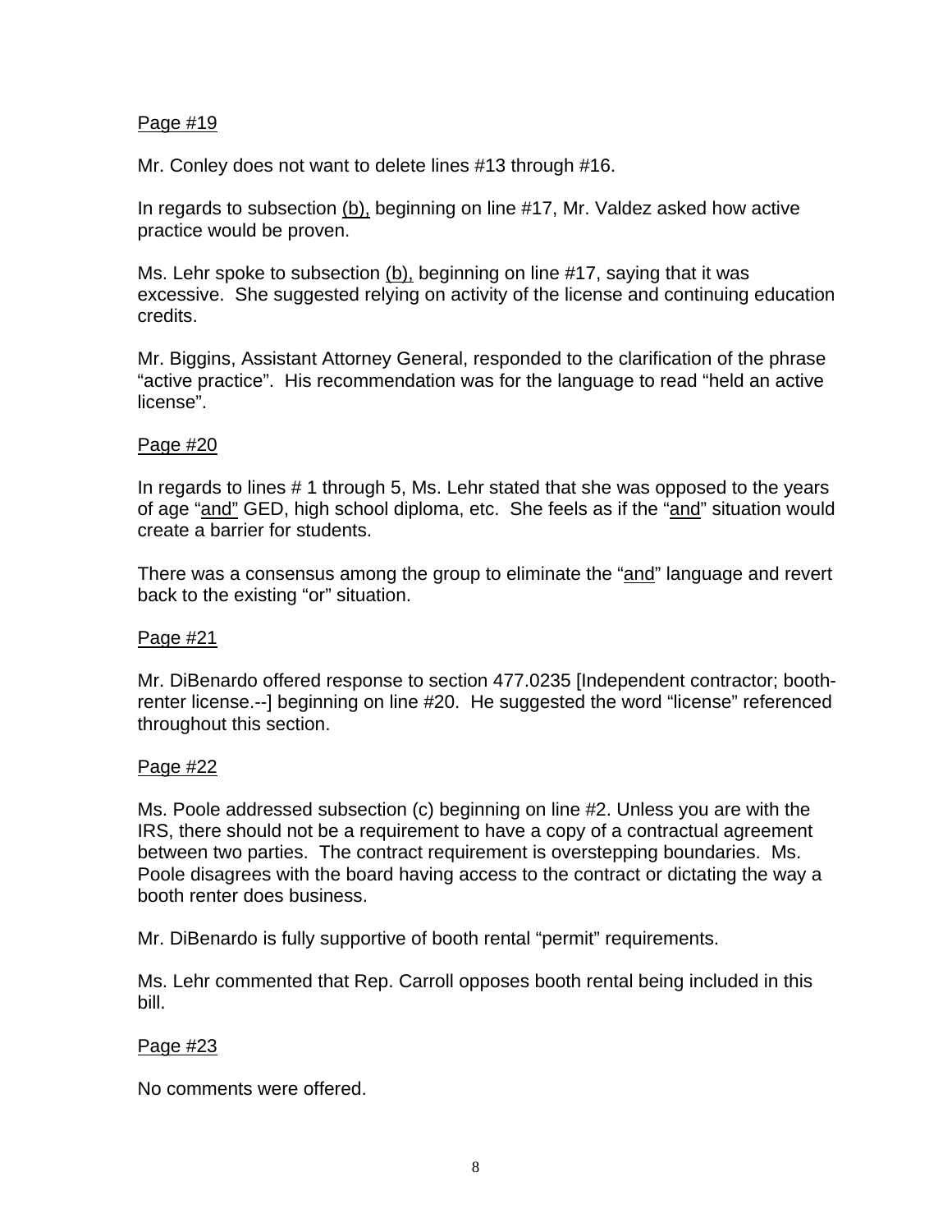<u>Page #19</u>

Mr. Conley does not want to delete lines #13 through #16.

In regards to subsection <u>(b),</u> beginning on line #17, Mr. Valdez asked how active practice would be proven.

Ms. Lehr spoke to subsection <u>(b),</u> beginning on line #17, saying that it was excessive. She suggested relying on activity of the license and continuing education credits.

Mr. Biggins, Assistant Attorney General, responded to the clarification of the phrase "active practice". His recommendation was for the language to read "held an active license".

<u>Page #20</u>

In regards to lines # 1 through 5, Ms. Lehr stated that she was opposed to the years of age "<u>and"</u> GED, high school diploma, etc. She feels as if the "<u>and</u>" situation would create a barrier for students.

There was a consensus among the group to eliminate the "<u>and</u>" language and revert back to the existing "or" situation.

<u>Page #21</u>

Mr. DiBenardo offered response to section 477.0235 [Independent contractor; booth-renter license.--] beginning on line #20. He suggested the word "license" referenced throughout this section.

<u>Page #22</u>

Ms. Poole addressed subsection (c) beginning on line #2. Unless you are with the IRS, there should not be a requirement to have a copy of a contractual agreement between two parties. The contract requirement is overstepping boundaries. Ms. Poole disagrees with the board having access to the contract or dictating the way a booth renter does business.

Mr. DiBenardo is fully supportive of booth rental "permit" requirements.

Ms. Lehr commented that Rep. Carroll opposes booth rental being included in this bill.

<u>Page #23</u>

No comments were offered.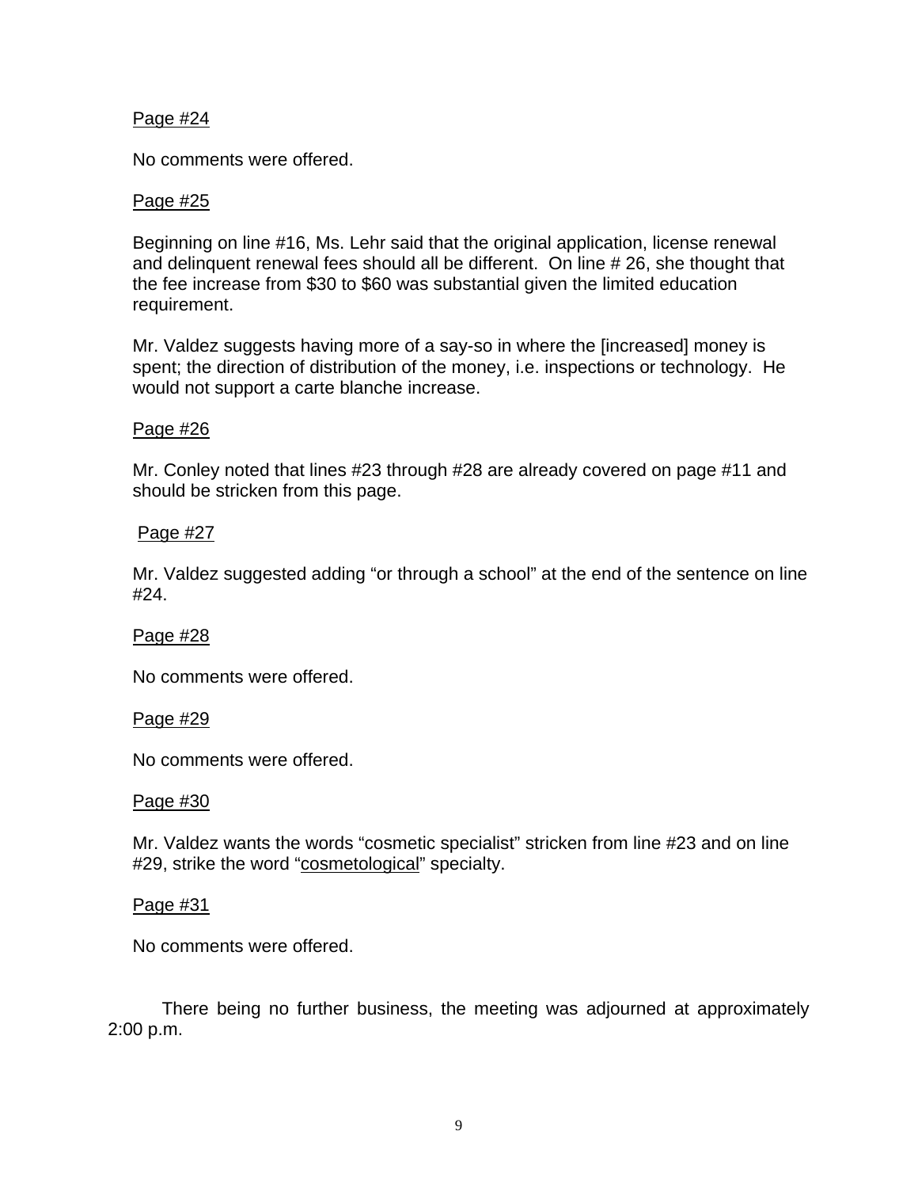<u>Page #24</u>

No comments were offered.

<u>Page #25</u>

Beginning on line #16, Ms. Lehr said that the original application, license renewal and delinquent renewal fees should all be different. On line # 26, she thought that the fee increase from $30 to $60 was substantial given the limited education requirement.

Mr. Valdez suggests having more of a say-so in where the [increased] money is spent; the direction of distribution of the money, i.e. inspections or technology. He would not support a carte blanche increase.

<u>Page #26</u>

Mr. Conley noted that lines #23 through #28 are already covered on page #11 and should be stricken from this page.

<u>Page #27</u>

Mr. Valdez suggested adding "or through a school" at the end of the sentence on line #24.

<u>Page #28</u>

No comments were offered.

<u>Page #29</u>

No comments were offered.

<u>Page #30</u>

Mr. Valdez wants the words "cosmetic specialist" stricken from line #23 and on line #29, strike the word "<u>cosmetological</u>" specialty.

<u>Page #31</u>

No comments were offered.

There being no further business, the meeting was adjourned at approximately 2:00 p.m.